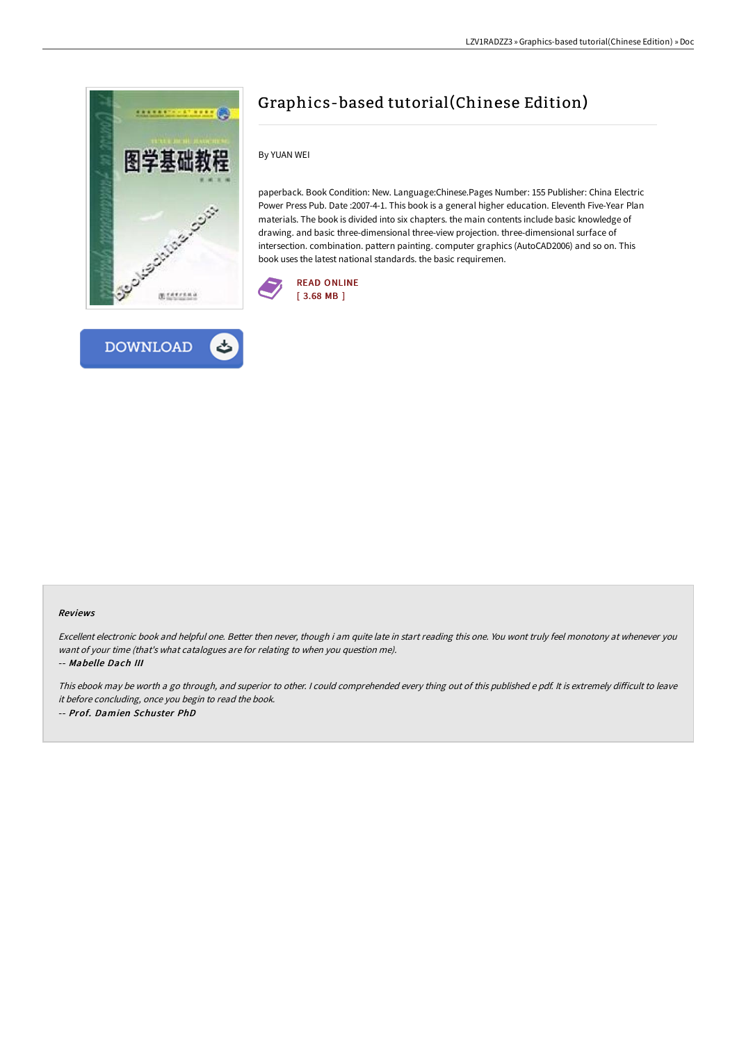# Graphics-based tutorial(Chinese Edition)

By YUAN WEI

paperback. Book Condition: New. Language:Chinese.Pages Number: 155 Publisher: China Electric Power Press Pub. Date :2007-4-1. This book is a general higher education. Eleventh Five-Year Plan materials. The book is divided into six chapters. the main contents include basic knowledge of drawing. and basic three-dimensional three-view projection. three-dimensional surface of intersection. combination. pattern painting. computer graphics (AutoCAD2006) and so on. This book uses the latest national standards. the basic requiremen.

READ ONLINE
[ 3.68 MB ]

DOWNLOAD

### Reviews

*Excellent electronic book and helpful one. Better then never, though i am quite late in start reading this one. You wont truly feel monotony at whenever you want of your time (that's what catalogues are for relating to when you question me).*

*-- **Mabelle Dach III***

*This ebook may be worth a go through, and superior to other. I could comprehended every thing out of this published e pdf. It is extremely difficult to leave it before concluding, once you begin to read the book.*

*-- **Prof. Damien Schuster PhD***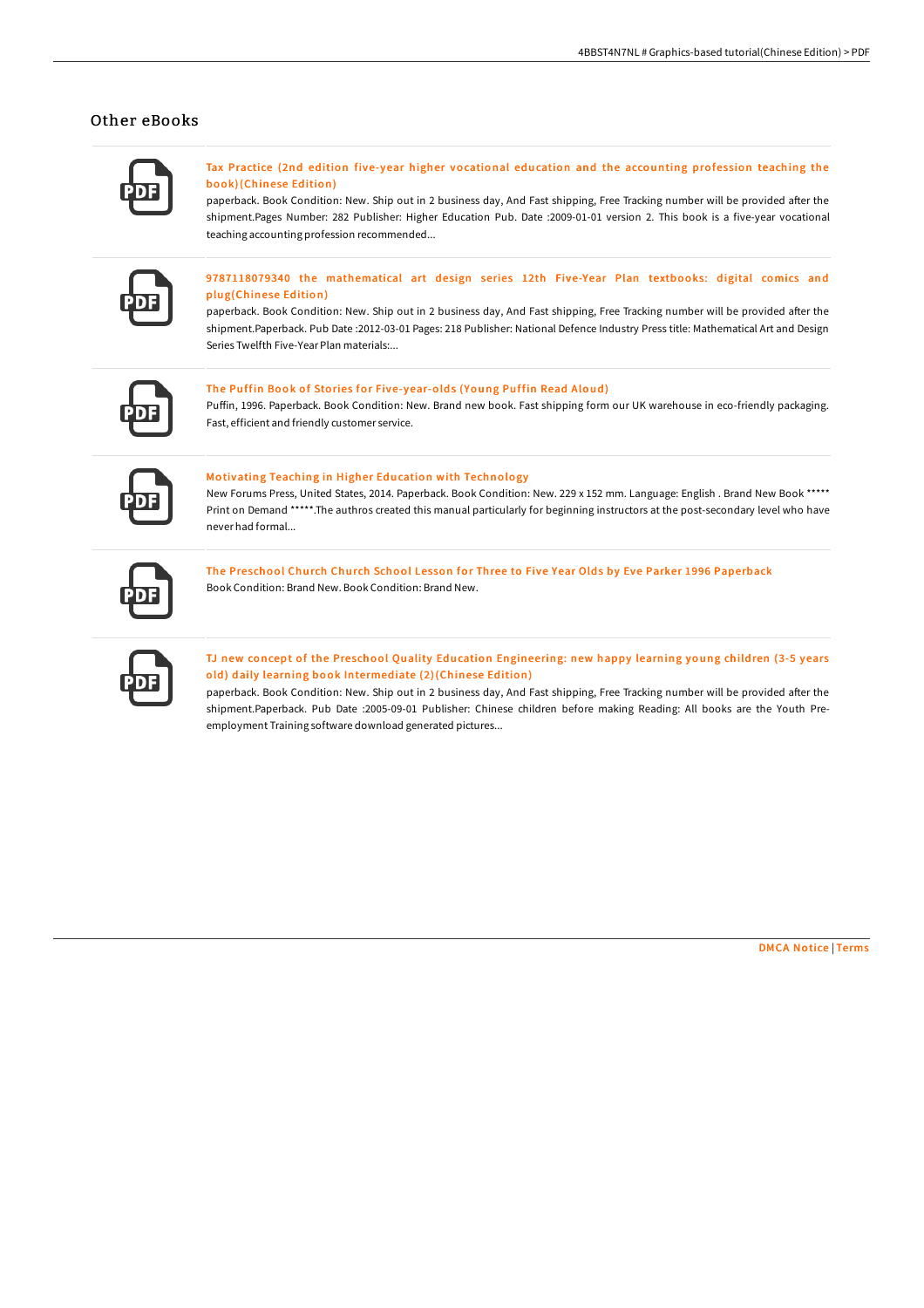## Other eBooks

**Tax Practice (2nd edition five-year higher vocational education and the accounting profession teaching the book)(Chinese Edition)**

paperback. Book Condition: New. Ship out in 2 business day, And Fast shipping, Free Tracking number will be provided after the shipment.Pages Number: 282 Publisher: Higher Education Pub. Date :2009-01-01 version 2. This book is a five-year vocational teaching accounting profession recommended...

**9787118079340 the mathematical art design series 12th Five-Year Plan textbooks: digital comics and plug(Chinese Edition)**

paperback. Book Condition: New. Ship out in 2 business day, And Fast shipping, Free Tracking number will be provided after the shipment.Paperback. Pub Date :2012-03-01 Pages: 218 Publisher: National Defence Industry Press title: Mathematical Art and Design Series Twelfth Five-Year Plan materials:...

**The Puffin Book of Stories for Five-year-olds (Young Puffin Read Aloud)**

Puffin, 1996. Paperback. Book Condition: New. Brand new book. Fast shipping form our UK warehouse in eco-friendly packaging. Fast, efficient and friendly customer service.

**Motivating Teaching in Higher Education with Technology**

New Forums Press, United States, 2014. Paperback. Book Condition: New. 229 x 152 mm. Language: English . Brand New Book ***** Print on Demand *****.The authros created this manual particularly for beginning instructors at the post-secondary level who have never had formal...

**The Preschool Church Church School Lesson for Three to Five Year Olds by Eve Parker 1996 Paperback**

Book Condition: Brand New. Book Condition: Brand New.

**TJ new concept of the Preschool Quality Education Engineering: new happy learning young children (3-5 years old) daily learning book Intermediate (2)(Chinese Edition)**

paperback. Book Condition: New. Ship out in 2 business day, And Fast shipping, Free Tracking number will be provided after the shipment.Paperback. Pub Date :2005-09-01 Publisher: Chinese children before making Reading: All books are the Youth Pre-employment Training software download generated pictures...